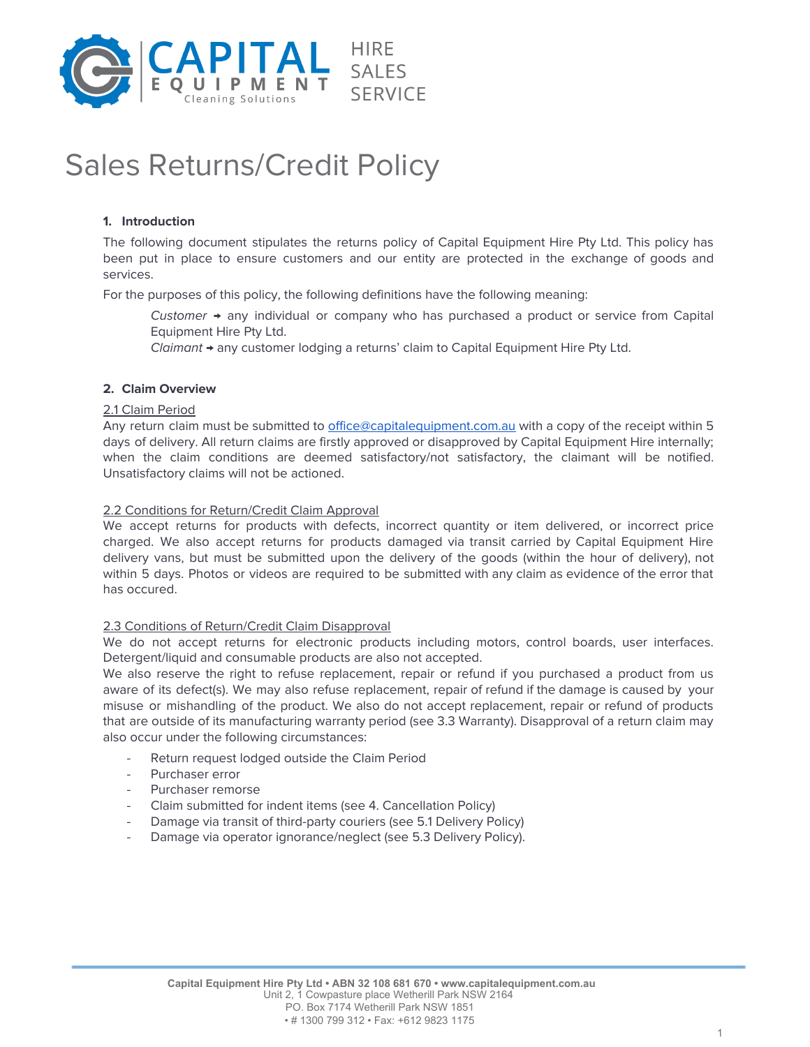CAPITAL EQUIPMENT Cleaning Solutions — HIRE SALES SERVICE

# Sales Returns/Credit Policy

## 1. Introduction

The following document stipulates the returns policy of Capital Equipment Hire Pty Ltd. This policy has been put in place to ensure customers and our entity are protected in the exchange of goods and services.

For the purposes of this policy, the following definitions have the following meaning:

> *Customer* ➜ any individual or company who has purchased a product or service from Capital Equipment Hire Pty Ltd.
> *Claimant* ➜ any customer lodging a returns' claim to Capital Equipment Hire Pty Ltd.

## 2. Claim Overview

### 2.1 Claim Period

Any return claim must be submitted to office@capitalequipment.com.au with a copy of the receipt within 5 days of delivery. All return claims are firstly approved or disapproved by Capital Equipment Hire internally; when the claim conditions are deemed satisfactory/not satisfactory, the claimant will be notified. Unsatisfactory claims will not be actioned.

### 2.2 Conditions for Return/Credit Claim Approval

We accept returns for products with defects, incorrect quantity or item delivered, or incorrect price charged. We also accept returns for products damaged via transit carried by Capital Equipment Hire delivery vans, but must be submitted upon the delivery of the goods (within the hour of delivery), not within 5 days. Photos or videos are required to be submitted with any claim as evidence of the error that has occured.

### 2.3 Conditions of Return/Credit Claim Disapproval

We do not accept returns for electronic products including motors, control boards, user interfaces. Detergent/liquid and consumable products are also not accepted.

We also reserve the right to refuse replacement, repair or refund if you purchased a product from us aware of its defect(s). We may also refuse replacement, repair of refund if the damage is caused by your misuse or mishandling of the product. We also do not accept replacement, repair or refund of products that are outside of its manufacturing warranty period (see 3.3 Warranty). Disapproval of a return claim may also occur under the following circumstances:

- Return request lodged outside the Claim Period
- Purchaser error
- Purchaser remorse
- Claim submitted for indent items (see 4. Cancellation Policy)
- Damage via transit of third-party couriers (see 5.1 Delivery Policy)
- Damage via operator ignorance/neglect (see 5.3 Delivery Policy).

Capital Equipment Hire Pty Ltd • ABN 32 108 681 670 • www.capitalequipment.com.au
Unit 2, 1 Cowpasture place Wetherill Park NSW 2164
PO. Box 7174 Wetherill Park NSW 1851
• # 1300 799 312 • Fax: +612 9823 1175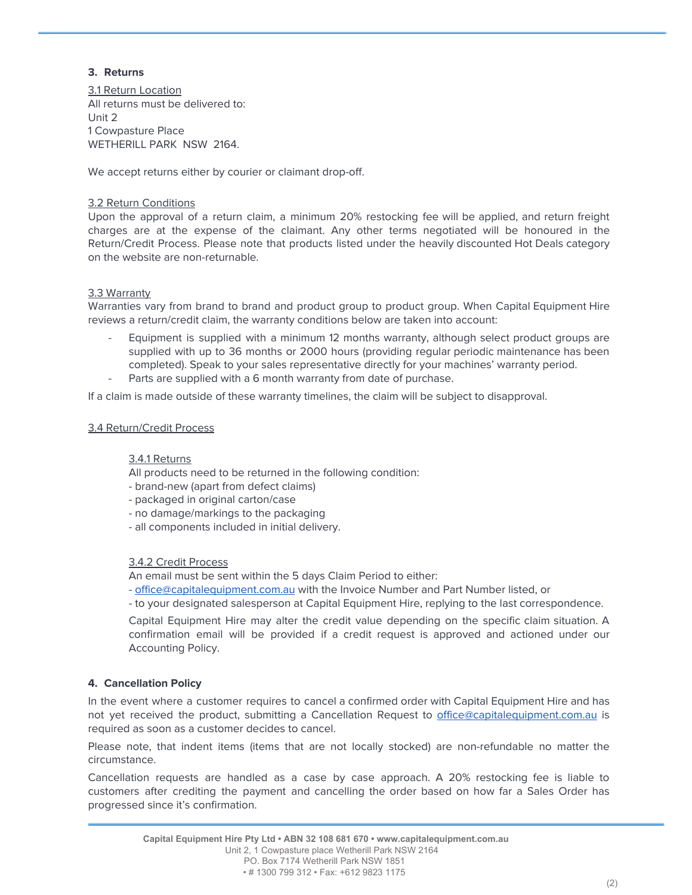## 3. Returns

### 3.1 Return Location

All returns must be delivered to:
Unit 2
1 Cowpasture Place
WETHERILL PARK NSW 2164.

We accept returns either by courier or claimant drop-off.

### 3.2 Return Conditions

Upon the approval of a return claim, a minimum 20% restocking fee will be applied, and return freight charges are at the expense of the claimant. Any other terms negotiated will be honoured in the Return/Credit Process. Please note that products listed under the heavily discounted Hot Deals category on the website are non-returnable.

### 3.3 Warranty

Warranties vary from brand to brand and product group to product group. When Capital Equipment Hire reviews a return/credit claim, the warranty conditions below are taken into account:

- Equipment is supplied with a minimum 12 months warranty, although select product groups are supplied with up to 36 months or 2000 hours (providing regular periodic maintenance has been completed). Speak to your sales representative directly for your machines' warranty period.
- Parts are supplied with a 6 month warranty from date of purchase.

If a claim is made outside of these warranty timelines, the claim will be subject to disapproval.

### 3.4 Return/Credit Process

#### 3.4.1 Returns

All products need to be returned in the following condition:
- brand-new (apart from defect claims)
- packaged in original carton/case
- no damage/markings to the packaging
- all components included in initial delivery.

#### 3.4.2 Credit Process

An email must be sent within the 5 days Claim Period to either:
- office@capitalequipment.com.au with the Invoice Number and Part Number listed, or
- to your designated salesperson at Capital Equipment Hire, replying to the last correspondence.

Capital Equipment Hire may alter the credit value depending on the specific claim situation. A confirmation email will be provided if a credit request is approved and actioned under our Accounting Policy.

## 4. Cancellation Policy

In the event where a customer requires to cancel a confirmed order with Capital Equipment Hire and has not yet received the product, submitting a Cancellation Request to office@capitalequipment.com.au is required as soon as a customer decides to cancel.

Please note, that indent items (items that are not locally stocked) are non-refundable no matter the circumstance.

Cancellation requests are handled as a case by case approach. A 20% restocking fee is liable to customers after crediting the payment and cancelling the order based on how far a Sales Order has progressed since it's confirmation.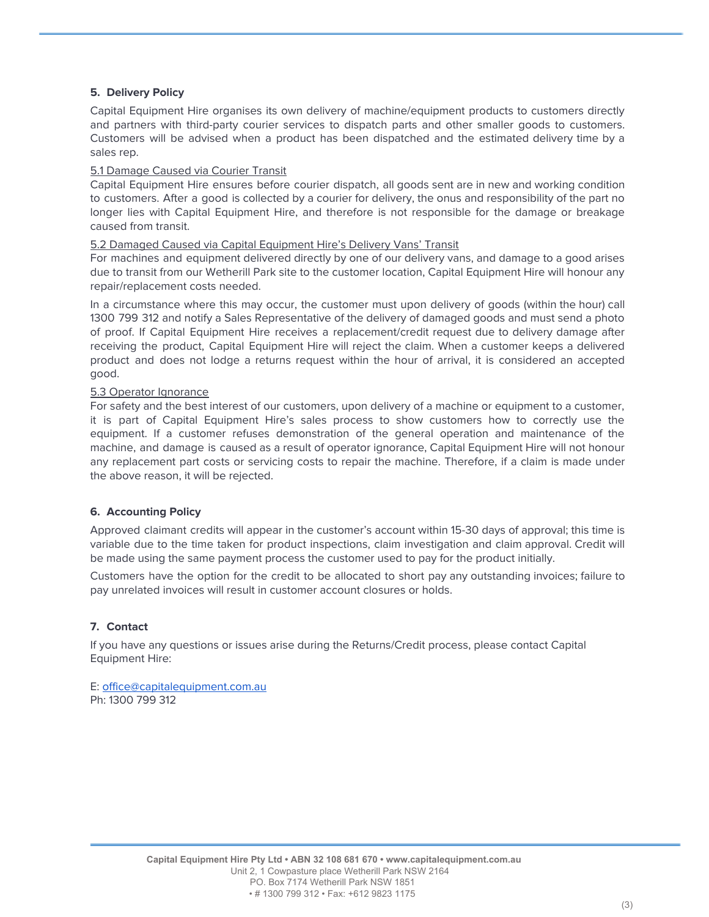## 5. Delivery Policy

Capital Equipment Hire organises its own delivery of machine/equipment products to customers directly and partners with third-party courier services to dispatch parts and other smaller goods to customers. Customers will be advised when a product has been dispatched and the estimated delivery time by a sales rep.

### 5.1 Damage Caused via Courier Transit

Capital Equipment Hire ensures before courier dispatch, all goods sent are in new and working condition to customers. After a good is collected by a courier for delivery, the onus and responsibility of the part no longer lies with Capital Equipment Hire, and therefore is not responsible for the damage or breakage caused from transit.

### 5.2 Damaged Caused via Capital Equipment Hire's Delivery Vans' Transit

For machines and equipment delivered directly by one of our delivery vans, and damage to a good arises due to transit from our Wetherill Park site to the customer location, Capital Equipment Hire will honour any repair/replacement costs needed.

In a circumstance where this may occur, the customer must upon delivery of goods (within the hour) call 1300 799 312 and notify a Sales Representative of the delivery of damaged goods and must send a photo of proof. If Capital Equipment Hire receives a replacement/credit request due to delivery damage after receiving the product, Capital Equipment Hire will reject the claim. When a customer keeps a delivered product and does not lodge a returns request within the hour of arrival, it is considered an accepted good.

### 5.3 Operator Ignorance

For safety and the best interest of our customers, upon delivery of a machine or equipment to a customer, it is part of Capital Equipment Hire's sales process to show customers how to correctly use the equipment. If a customer refuses demonstration of the general operation and maintenance of the machine, and damage is caused as a result of operator ignorance, Capital Equipment Hire will not honour any replacement part costs or servicing costs to repair the machine. Therefore, if a claim is made under the above reason, it will be rejected.

## 6. Accounting Policy

Approved claimant credits will appear in the customer's account within 15-30 days of approval; this time is variable due to the time taken for product inspections, claim investigation and claim approval. Credit will be made using the same payment process the customer used to pay for the product initially.

Customers have the option for the credit to be allocated to short pay any outstanding invoices; failure to pay unrelated invoices will result in customer account closures or holds.

## 7. Contact

If you have any questions or issues arise during the Returns/Credit process, please contact Capital Equipment Hire:

E: office@capitalequipment.com.au
Ph: 1300 799 312

**Capital Equipment Hire Pty Ltd • ABN 32 108 681 670 • www.capitalequipment.com.au**
Unit 2, 1 Cowpasture place Wetherill Park NSW 2164
PO. Box 7174 Wetherill Park NSW 1851
• # 1300 799 312 • Fax: +612 9823 1175